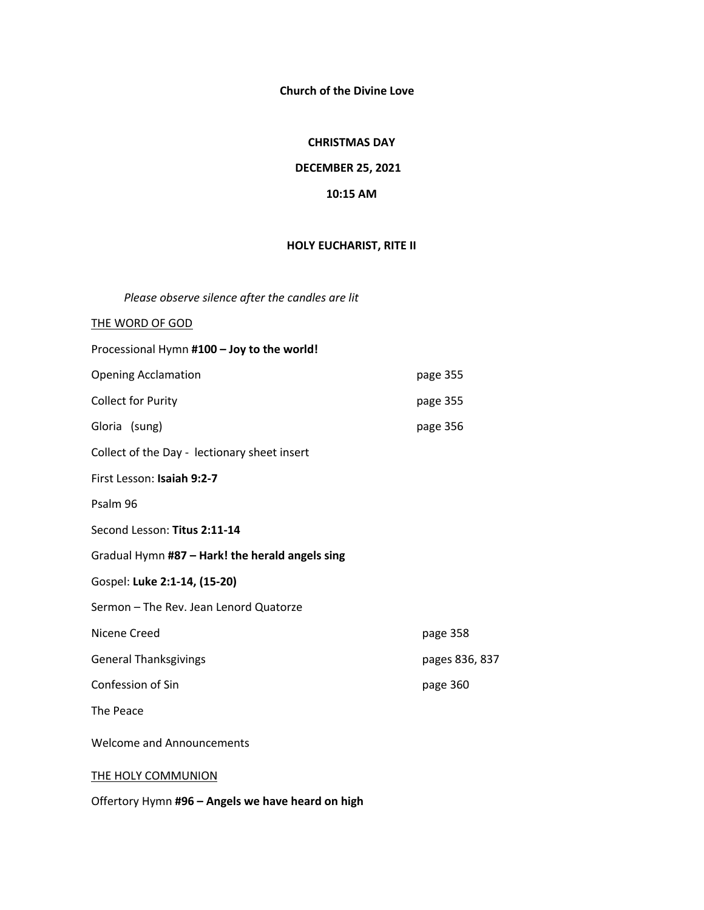**Church of the Divine Love**

**CHRISTMAS DAY**

**DECEMBER 25, 2021**

**10:15 AM**

**HOLY EUCHARIST, RITE II**

*Please observe silence after the candles are lit*

THE WORD OF GOD

Processional Hymn **#100 – Joy to the world!**

| | |
|---|---|
| Opening Acclamation | page 355 |
| Collect for Purity | page 355 |
| Gloria (sung) | page 356 |

Collect of the Day - lectionary sheet insert

First Lesson: **Isaiah 9:2-7**

Psalm 96

Second Lesson: **Titus 2:11-14**

Gradual Hymn **#87 – Hark! the herald angels sing**

Gospel: **Luke 2:1-14, (15-20)**

Sermon – The Rev. Jean Lenord Quatorze

| | |
|---|---|
| Nicene Creed | page 358 |
| General Thanksgivings | pages 836, 837 |
| Confession of Sin | page 360 |

The Peace

Welcome and Announcements

THE HOLY COMMUNION

Offertory Hymn **#96 – Angels we have heard on high**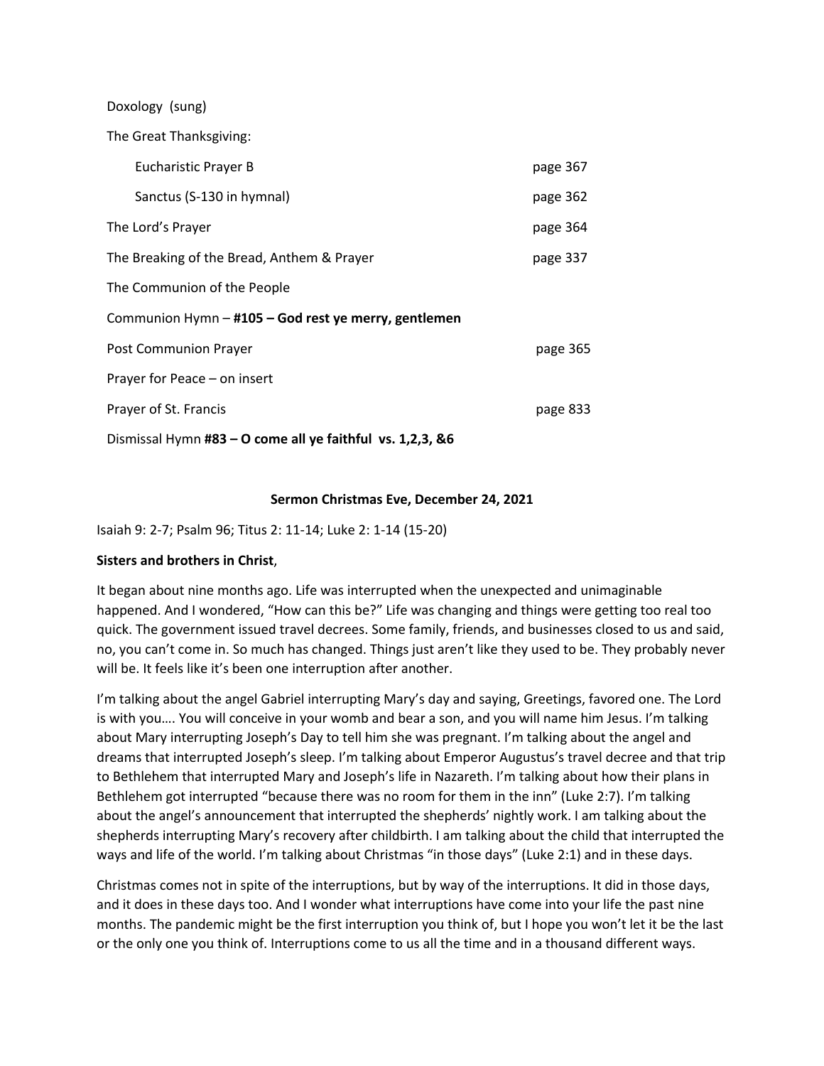Doxology (sung)

The Great Thanksgiving:

| | |
|---|---|
| Eucharistic Prayer B | page 367 |
| Sanctus (S-130 in hymnal) | page 362 |
| The Lord's Prayer | page 364 |
| The Breaking of the Bread, Anthem & Prayer | page 337 |
| The Communion of the People | |
| Communion Hymn – **#105 – God rest ye merry, gentlemen** | |
| Post Communion Prayer | page 365 |
| Prayer for Peace – on insert | |
| Prayer of St. Francis | page 833 |
| Dismissal Hymn **#83 – O come all ye faithful vs. 1,2,3, &6** | |

## Sermon Christmas Eve, December 24, 2021

Isaiah 9: 2-7; Psalm 96; Titus 2: 11-14; Luke 2: 1-14 (15-20)

**Sisters and brothers in Christ**,

It began about nine months ago. Life was interrupted when the unexpected and unimaginable happened. And I wondered, "How can this be?" Life was changing and things were getting too real too quick. The government issued travel decrees. Some family, friends, and businesses closed to us and said, no, you can't come in. So much has changed. Things just aren't like they used to be. They probably never will be. It feels like it's been one interruption after another.

I'm talking about the angel Gabriel interrupting Mary's day and saying, Greetings, favored one. The Lord is with you…. You will conceive in your womb and bear a son, and you will name him Jesus. I'm talking about Mary interrupting Joseph's Day to tell him she was pregnant. I'm talking about the angel and dreams that interrupted Joseph's sleep. I'm talking about Emperor Augustus's travel decree and that trip to Bethlehem that interrupted Mary and Joseph's life in Nazareth. I'm talking about how their plans in Bethlehem got interrupted "because there was no room for them in the inn" (Luke 2:7). I'm talking about the angel's announcement that interrupted the shepherds' nightly work. I am talking about the shepherds interrupting Mary's recovery after childbirth. I am talking about the child that interrupted the ways and life of the world. I'm talking about Christmas "in those days" (Luke 2:1) and in these days.

Christmas comes not in spite of the interruptions, but by way of the interruptions. It did in those days, and it does in these days too. And I wonder what interruptions have come into your life the past nine months. The pandemic might be the first interruption you think of, but I hope you won't let it be the last or the only one you think of. Interruptions come to us all the time and in a thousand different ways.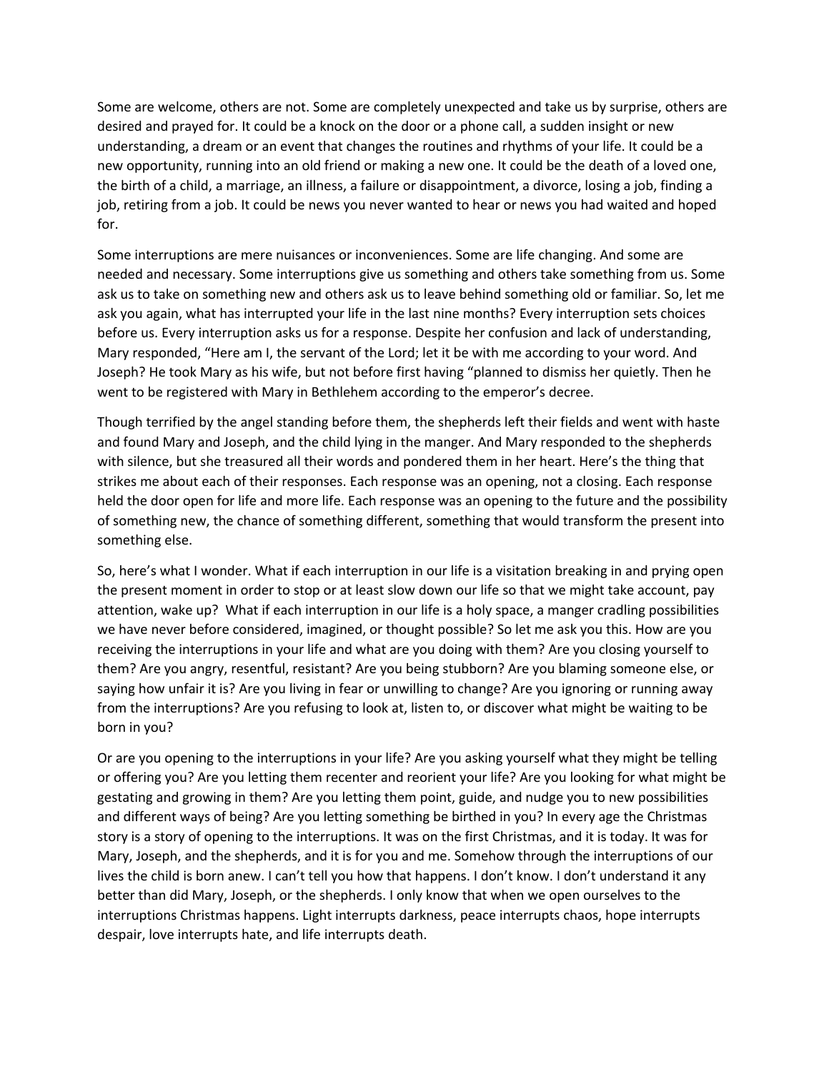Some are welcome, others are not. Some are completely unexpected and take us by surprise, others are desired and prayed for. It could be a knock on the door or a phone call, a sudden insight or new understanding, a dream or an event that changes the routines and rhythms of your life. It could be a new opportunity, running into an old friend or making a new one. It could be the death of a loved one, the birth of a child, a marriage, an illness, a failure or disappointment, a divorce, losing a job, finding a job, retiring from a job. It could be news you never wanted to hear or news you had waited and hoped for.

Some interruptions are mere nuisances or inconveniences. Some are life changing. And some are needed and necessary. Some interruptions give us something and others take something from us. Some ask us to take on something new and others ask us to leave behind something old or familiar. So, let me ask you again, what has interrupted your life in the last nine months? Every interruption sets choices before us. Every interruption asks us for a response. Despite her confusion and lack of understanding, Mary responded, "Here am I, the servant of the Lord; let it be with me according to your word. And Joseph? He took Mary as his wife, but not before first having "planned to dismiss her quietly. Then he went to be registered with Mary in Bethlehem according to the emperor's decree.

Though terrified by the angel standing before them, the shepherds left their fields and went with haste and found Mary and Joseph, and the child lying in the manger. And Mary responded to the shepherds with silence, but she treasured all their words and pondered them in her heart. Here's the thing that strikes me about each of their responses. Each response was an opening, not a closing. Each response held the door open for life and more life. Each response was an opening to the future and the possibility of something new, the chance of something different, something that would transform the present into something else.

So, here's what I wonder. What if each interruption in our life is a visitation breaking in and prying open the present moment in order to stop or at least slow down our life so that we might take account, pay attention, wake up? What if each interruption in our life is a holy space, a manger cradling possibilities we have never before considered, imagined, or thought possible? So let me ask you this. How are you receiving the interruptions in your life and what are you doing with them? Are you closing yourself to them? Are you angry, resentful, resistant? Are you being stubborn? Are you blaming someone else, or saying how unfair it is? Are you living in fear or unwilling to change? Are you ignoring or running away from the interruptions? Are you refusing to look at, listen to, or discover what might be waiting to be born in you?

Or are you opening to the interruptions in your life? Are you asking yourself what they might be telling or offering you? Are you letting them recenter and reorient your life? Are you looking for what might be gestating and growing in them? Are you letting them point, guide, and nudge you to new possibilities and different ways of being? Are you letting something be birthed in you? In every age the Christmas story is a story of opening to the interruptions. It was on the first Christmas, and it is today. It was for Mary, Joseph, and the shepherds, and it is for you and me. Somehow through the interruptions of our lives the child is born anew. I can't tell you how that happens. I don't know. I don't understand it any better than did Mary, Joseph, or the shepherds. I only know that when we open ourselves to the interruptions Christmas happens. Light interrupts darkness, peace interrupts chaos, hope interrupts despair, love interrupts hate, and life interrupts death.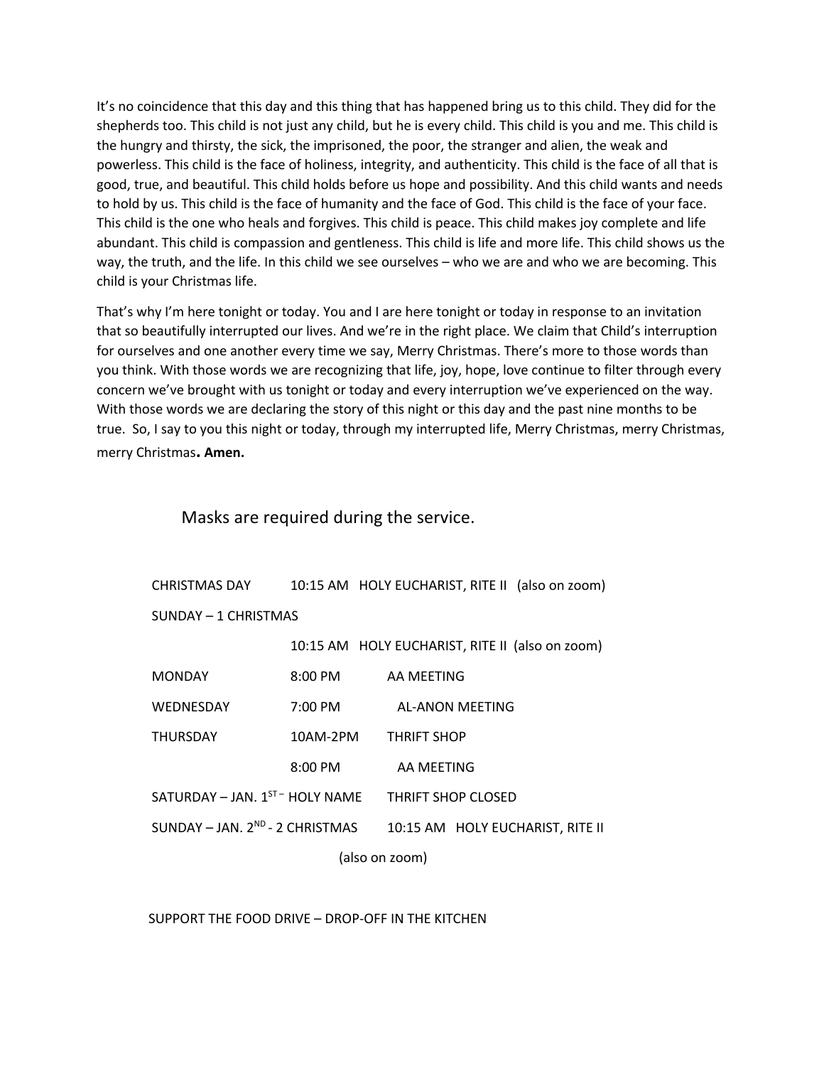It's no coincidence that this day and this thing that has happened bring us to this child. They did for the shepherds too. This child is not just any child, but he is every child. This child is you and me. This child is the hungry and thirsty, the sick, the imprisoned, the poor, the stranger and alien, the weak and powerless. This child is the face of holiness, integrity, and authenticity. This child is the face of all that is good, true, and beautiful. This child holds before us hope and possibility. And this child wants and needs to hold by us. This child is the face of humanity and the face of God. This child is the face of your face. This child is the one who heals and forgives. This child is peace. This child makes joy complete and life abundant. This child is compassion and gentleness. This child is life and more life. This child shows us the way, the truth, and the life. In this child we see ourselves – who we are and who we are becoming. This child is your Christmas life.

That's why I'm here tonight or today. You and I are here tonight or today in response to an invitation that so beautifully interrupted our lives. And we're in the right place. We claim that Child's interruption for ourselves and one another every time we say, Merry Christmas. There's more to those words than you think. With those words we are recognizing that life, joy, hope, love continue to filter through every concern we've brought with us tonight or today and every interruption we've experienced on the way. With those words we are declaring the story of this night or this day and the past nine months to be true. So, I say to you this night or today, through my interrupted life, Merry Christmas, merry Christmas, merry Christmas**. Amen.**

Masks are required during the service.

| | | |
|---|---|---|
| CHRISTMAS DAY | 10:15 AM | HOLY EUCHARIST, RITE II (also on zoom) |
| SUNDAY – 1 CHRISTMAS | | |
| | 10:15 AM | HOLY EUCHARIST, RITE II (also on zoom) |
| MONDAY | 8:00 PM | AA MEETING |
| WEDNESDAY | 7:00 PM | AL-ANON MEETING |
| THURSDAY | 10AM-2PM | THRIFT SHOP |
| | 8:00 PM | AA MEETING |
| SATURDAY – JAN. 1ST – HOLY NAME | | THRIFT SHOP CLOSED |
| SUNDAY – JAN. 2ND - 2 CHRISTMAS | 10:15 AM | HOLY EUCHARIST, RITE II (also on zoom) |

SUPPORT THE FOOD DRIVE – DROP-OFF IN THE KITCHEN